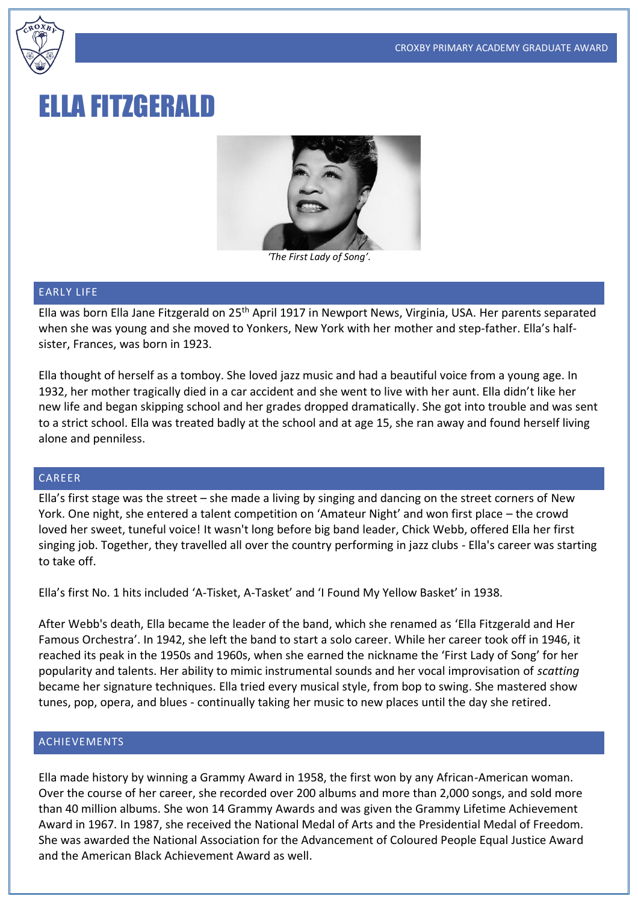# ELLA FITZGERALD

*'The First Lady of Song'.*

## EARLY LIFE

Ella was born Ella Jane Fitzgerald on 25th April 1917 in Newport News, Virginia, USA. Her parents separated when she was young and she moved to Yonkers, New York with her mother and step-father. Ella's half-sister, Frances, was born in 1923.

Ella thought of herself as a tomboy. She loved jazz music and had a beautiful voice from a young age. In 1932, her mother tragically died in a car accident and she went to live with her aunt. Ella didn't like her new life and began skipping school and her grades dropped dramatically. She got into trouble and was sent to a strict school. Ella was treated badly at the school and at age 15, she ran away and found herself living alone and penniless.

## CAREER

Ella's first stage was the street – she made a living by singing and dancing on the street corners of New York. One night, she entered a talent competition on 'Amateur Night' and won first place – the crowd loved her sweet, tuneful voice! It wasn't long before big band leader, Chick Webb, offered Ella her first singing job. Together, they travelled all over the country performing in jazz clubs - Ella's career was starting to take off.

Ella's first No. 1 hits included 'A-Tisket, A-Tasket' and 'I Found My Yellow Basket' in 1938.

After Webb's death, Ella became the leader of the band, which she renamed as 'Ella Fitzgerald and Her Famous Orchestra'. In 1942, she left the band to start a solo career. While her career took off in 1946, it reached its peak in the 1950s and 1960s, when she earned the nickname the 'First Lady of Song' for her popularity and talents. Her ability to mimic instrumental sounds and her vocal improvisation of *scatting* became her signature techniques. Ella tried every musical style, from bop to swing. She mastered show tunes, pop, opera, and blues - continually taking her music to new places until the day she retired.

## ACHIEVEMENTS

Ella made history by winning a Grammy Award in 1958, the first won by any African-American woman. Over the course of her career, she recorded over 200 albums and more than 2,000 songs, and sold more than 40 million albums. She won 14 Grammy Awards and was given the Grammy Lifetime Achievement Award in 1967. In 1987, she received the National Medal of Arts and the Presidential Medal of Freedom. She was awarded the National Association for the Advancement of Coloured People Equal Justice Award and the American Black Achievement Award as well.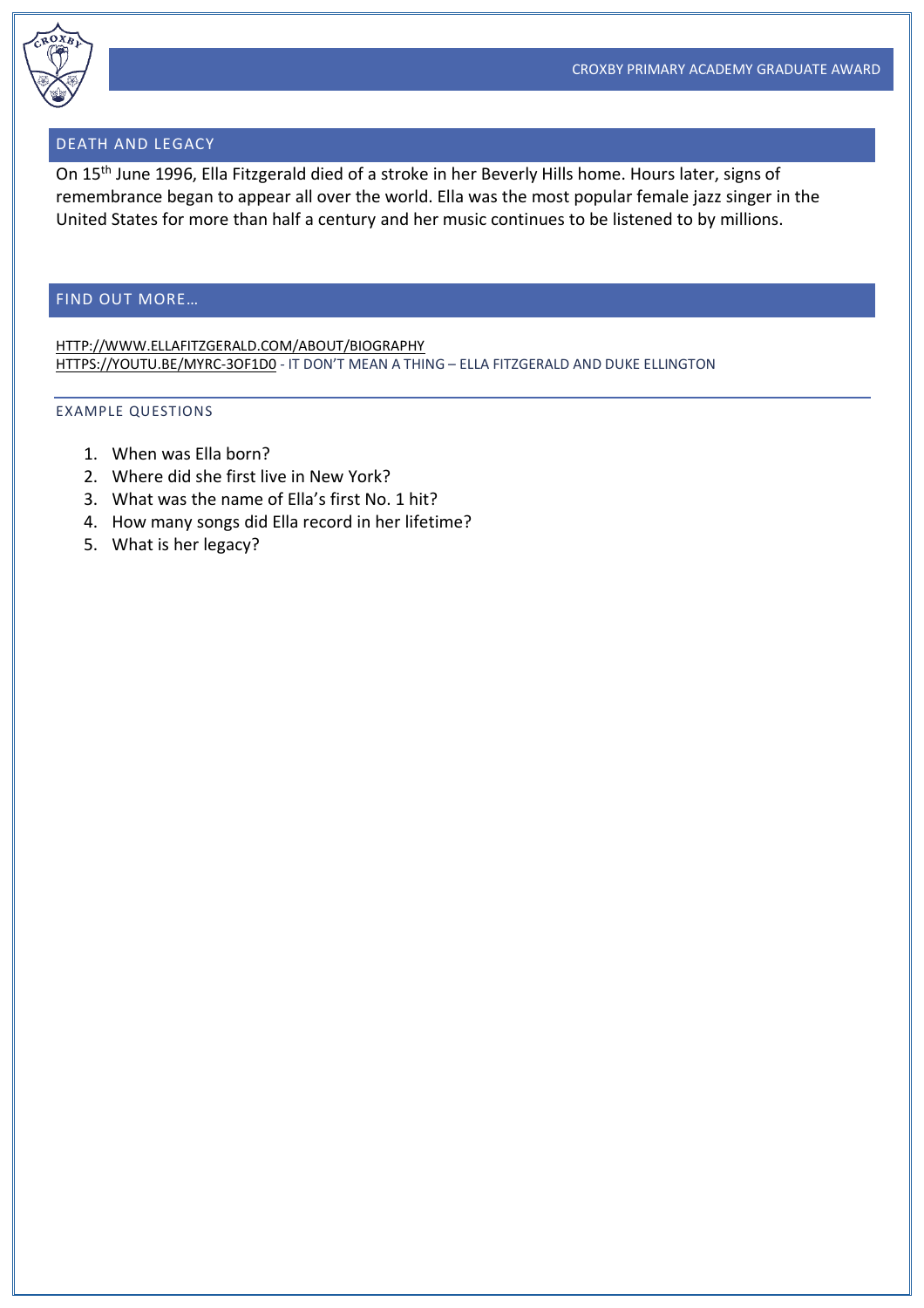## DEATH AND LEGACY

On 15th June 1996, Ella Fitzgerald died of a stroke in her Beverly Hills home. Hours later, signs of remembrance began to appear all over the world. Ella was the most popular female jazz singer in the United States for more than half a century and her music continues to be listened to by millions.

## FIND OUT MORE…

HTTP://WWW.ELLAFITZGERALD.COM/ABOUT/BIOGRAPHY
HTTPS://YOUTU.BE/MYRC-3OF1D0 - IT DON'T MEAN A THING – ELLA FITZGERALD AND DUKE ELLINGTON

### EXAMPLE QUESTIONS

1. When was Ella born?
2. Where did she first live in New York?
3. What was the name of Ella's first No. 1 hit?
4. How many songs did Ella record in her lifetime?
5. What is her legacy?